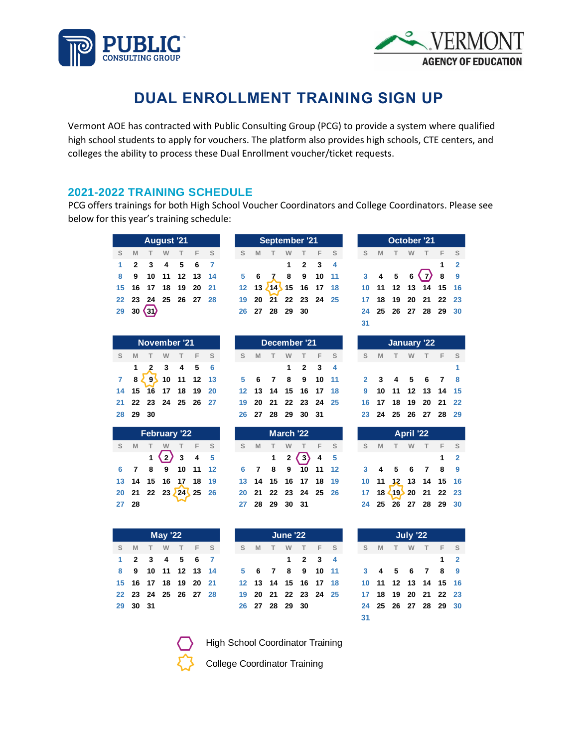# DUAL ENROLLMENT TRAINING SIGN UP

Vermont AOE has contracted with Public Consulting Group (PCG) to provide a system where qualified high school students to apply for vouchers. The platform also provides high schools, CTE centers, and colleges the ability to process these Dual Enrollment voucher/ticket requests.

## 2021-2022 TRAINING SCHEDULE

PCG offers trainings for both High School Voucher Coordinators and College Coordinators. Please see below for this year's training schedule:

| Month | High School Coordinator Training | College Coordinator Training |
|---|---|---|
| August '21 | 31 | |
| September '21 | | 14 |
| October '21 | 7 | |
| November '21 | | 9 |
| December '21 | | |
| January '22 | | |
| February '22 | 2 | 24 |
| March '22 | 3 | |
| April '22 | | 19 |
| May '22 | | |
| June '22 | | |
| July '22 | | |

Legend:
- Hexagon: High School Coordinator Training
- Star: College Coordinator Training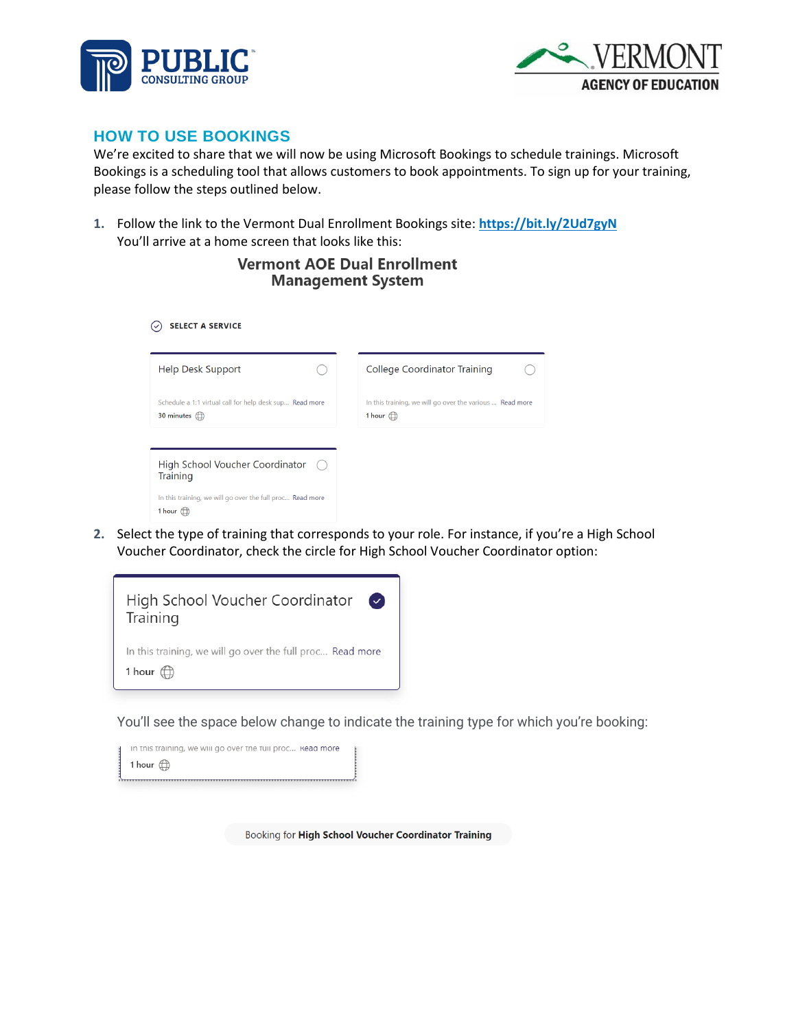## HOW TO USE BOOKINGS

We're excited to share that we will now be using Microsoft Bookings to schedule trainings. Microsoft Bookings is a scheduling tool that allows customers to book appointments. To sign up for your training, please follow the steps outlined below.

1. Follow the link to the Vermont Dual Enrollment Bookings site: [https://bit.ly/2Ud7gyN](https://bit.ly/2Ud7gyN)
   You'll arrive at a home screen that looks like this:

   **Vermont AOE Dual Enrollment Management System**

   SELECT A SERVICE

   - Help Desk Support — Schedule a 1:1 virtual call for help desk sup... Read more — 30 minutes
   - College Coordinator Training — In this training, we will go over the various ... Read more — 1 hour
   - High School Voucher Coordinator Training — In this training, we will go over the full proc... Read more — 1 hour

2. Select the type of training that corresponds to your role. For instance, if you're a High School Voucher Coordinator, check the circle for High School Voucher Coordinator option:

   High School Voucher Coordinator Training — In this training, we will go over the full proc... Read more — 1 hour

   You'll see the space below change to indicate the training type for which you're booking:

   In this training, we will go over the full proc... Read more — 1 hour

   Booking for **High School Voucher Coordinator Training**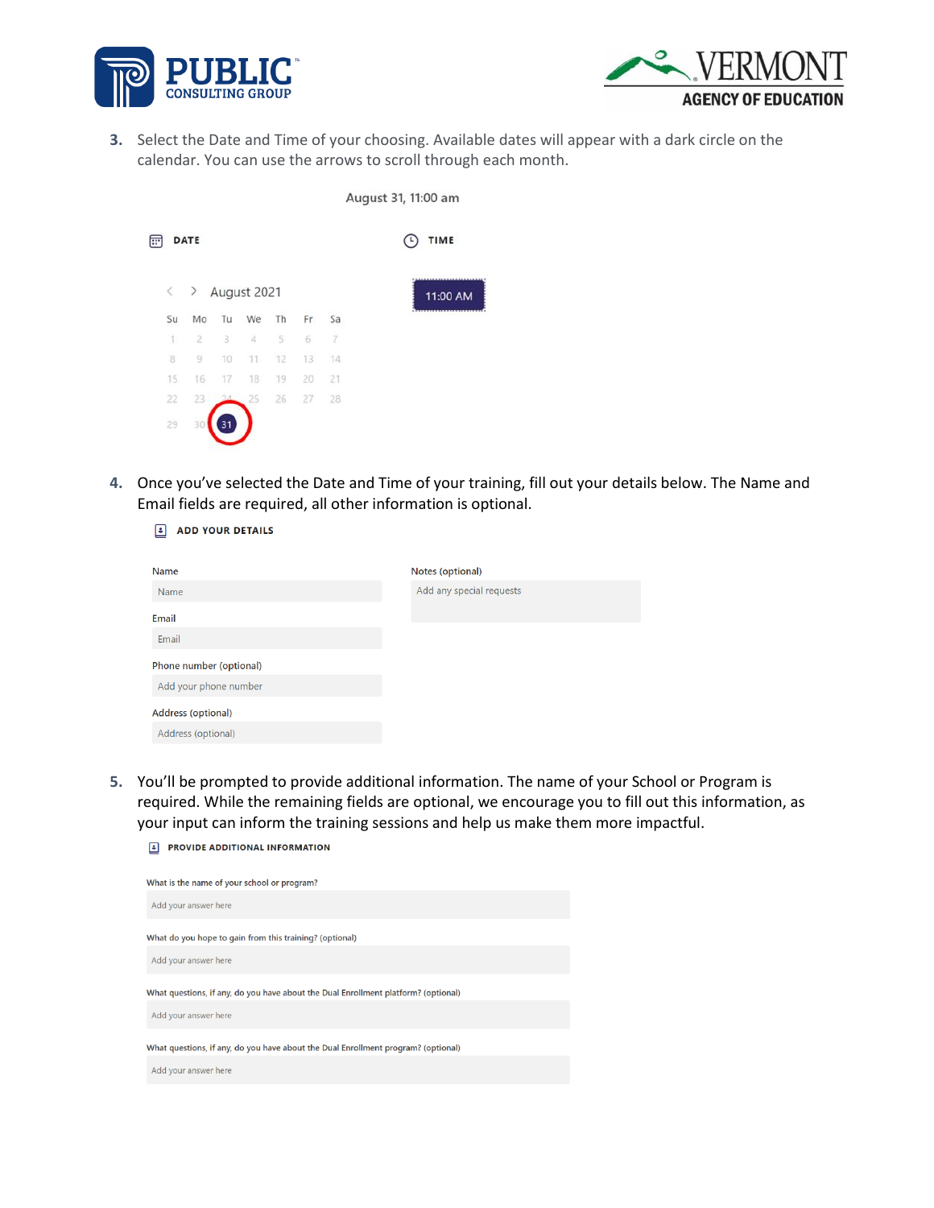3. Select the Date and Time of your choosing. Available dates will appear with a dark circle on the calendar. You can use the arrows to scroll through each month.

August 31, 11:00 am

DATE

TIME

August 2021

| Su | Mo | Tu | We | Th | Fr | Sa |
|---|---|---|---|---|---|---|
| 1 | 2 | 3 | 4 | 5 | 6 | 7 |
| 8 | 9 | 10 | 11 | 12 | 13 | 14 |
| 15 | 16 | 17 | 18 | 19 | 20 | 21 |
| 22 | 23 | 24 | 25 | 26 | 27 | 28 |
| 29 | 30 | 31 | | | | |

11:00 AM

4. Once you've selected the Date and Time of your training, fill out your details below. The Name and Email fields are required, all other information is optional.

ADD YOUR DETAILS

Name

Name

Email

Email

Phone number (optional)

Add your phone number

Address (optional)

Address (optional)

Notes (optional)

Add any special requests

5. You'll be prompted to provide additional information. The name of your School or Program is required. While the remaining fields are optional, we encourage you to fill out this information, as your input can inform the training sessions and help us make them more impactful.

PROVIDE ADDITIONAL INFORMATION

What is the name of your school or program?

Add your answer here

What do you hope to gain from this training? (optional)

Add your answer here

What questions, if any, do you have about the Dual Enrollment platform? (optional)

Add your answer here

What questions, if any, do you have about the Dual Enrollment program? (optional)

Add your answer here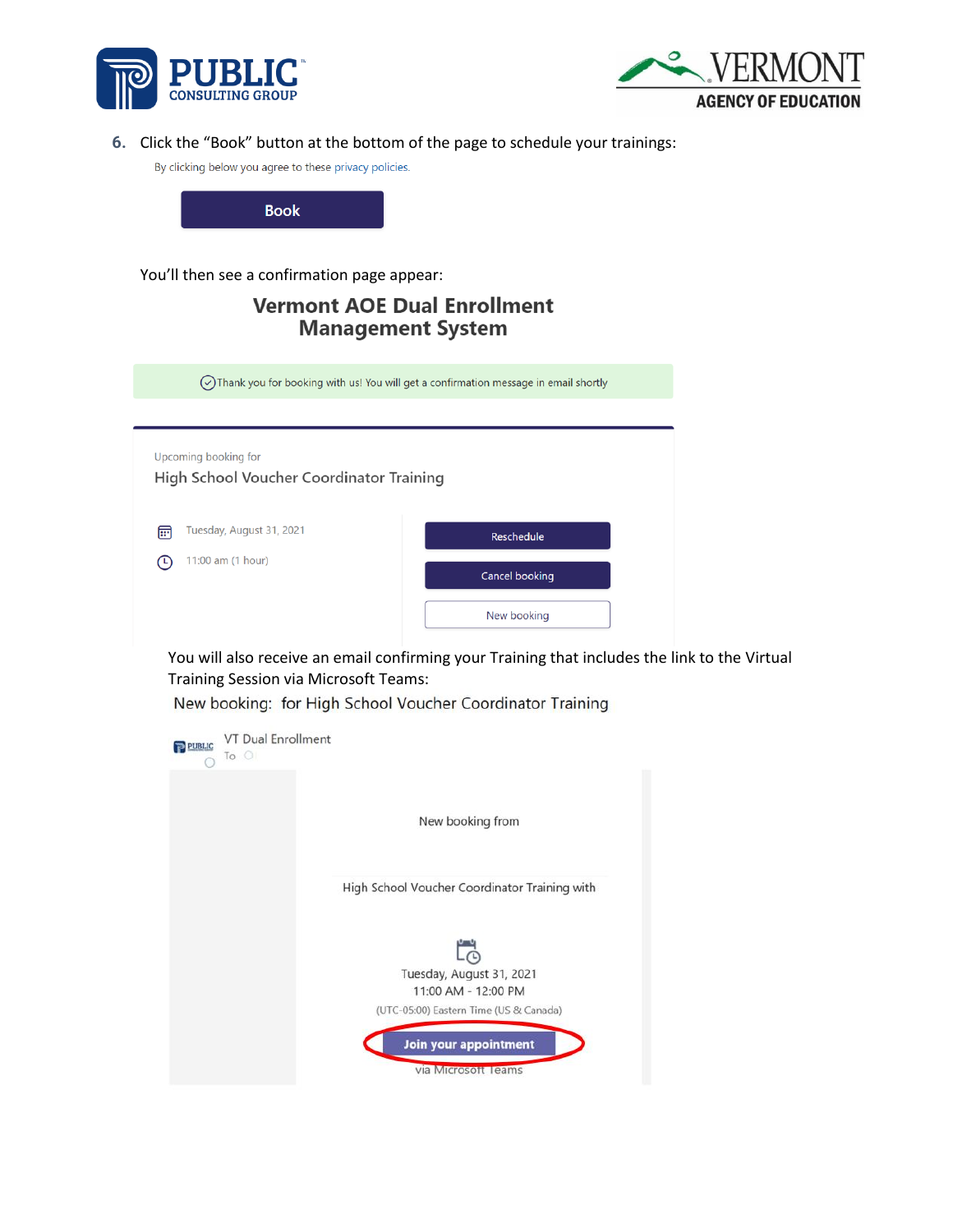6. Click the "Book" button at the bottom of the page to schedule your trainings:

By clicking below you agree to these privacy policies.

Book

You'll then see a confirmation page appear:

Vermont AOE Dual Enrollment Management System

Thank you for booking with us! You will get a confirmation message in email shortly

Upcoming booking for

High School Voucher Coordinator Training

Tuesday, August 31, 2021

11:00 am (1 hour)

Reschedule

Cancel booking

New booking

You will also receive an email confirming your Training that includes the link to the Virtual Training Session via Microsoft Teams:

New booking: for High School Voucher Coordinator Training

VT Dual Enrollment

To

New booking from

High School Voucher Coordinator Training with

Tuesday, August 31, 2021

11:00 AM - 12:00 PM

(UTC-05:00) Eastern Time (US & Canada)

Join your appointment

via Microsoft Teams